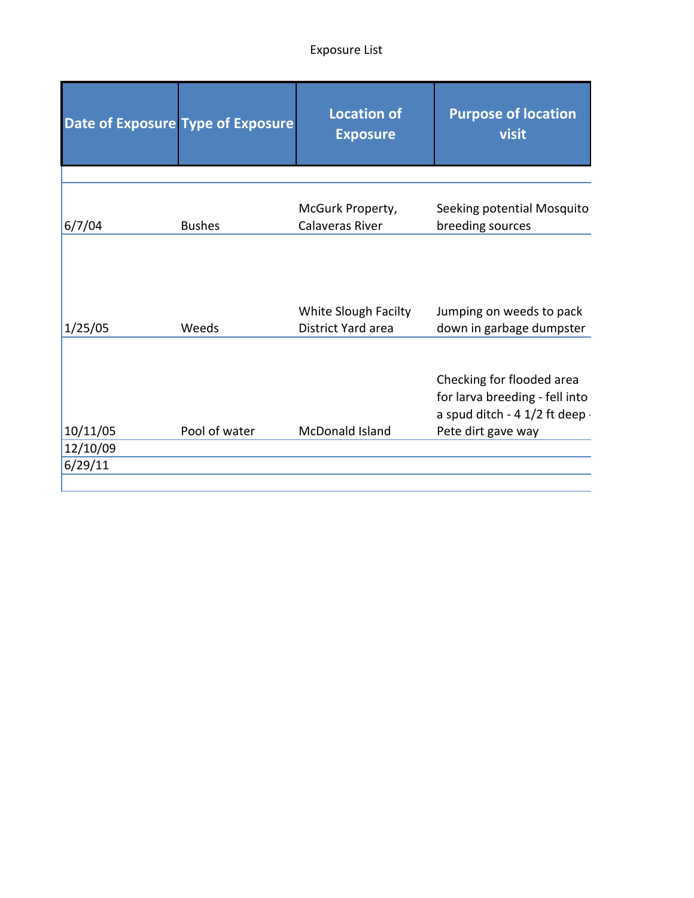Exposure List

| Date of Exposure | Type of Exposure | Location of Exposure | Purpose of location visit |
|---|---|---|---|
| | | | |
| 6/7/04 | Bushes | McGurk Property, Calaveras River | Seeking potential Mosquito breeding sources |
| 1/25/05 | Weeds | White Slough Facilty District Yard area | Jumping on weeds to pack down in garbage dumpster |
| 10/11/05 | Pool of water | McDonald Island | Checking for flooded area for larva breeding - fell into a spud ditch - 4 1/2 ft deep - Pete dirt gave way |
| 12/10/09 | | | |
| 6/29/11 | | | |
| | | | |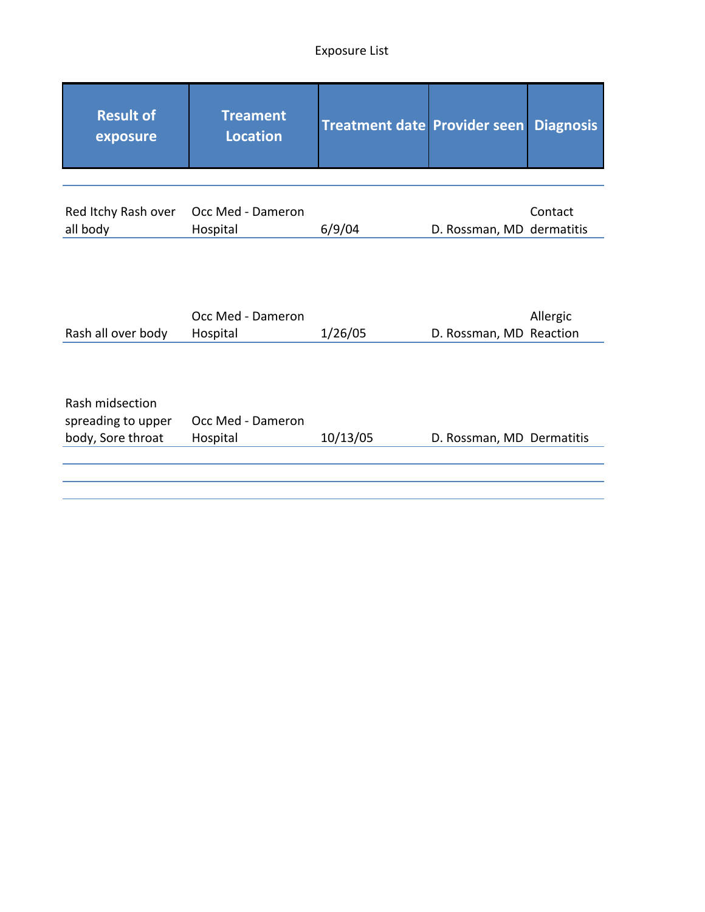Exposure List

| Result of exposure | Treament Location | Treatment date | Provider seen | Diagnosis |
| --- | --- | --- | --- | --- |
| Red Itchy Rash over all body | Occ Med - Dameron Hospital | 6/9/04 | D. Rossman, MD | Contact dermatitis |
| Rash all over body | Occ Med - Dameron Hospital | 1/26/05 | D. Rossman, MD | Allergic Reaction |
| Rash midsection spreading to upper body, Sore throat | Occ Med - Dameron Hospital | 10/13/05 | D. Rossman, MD | Dermatitis |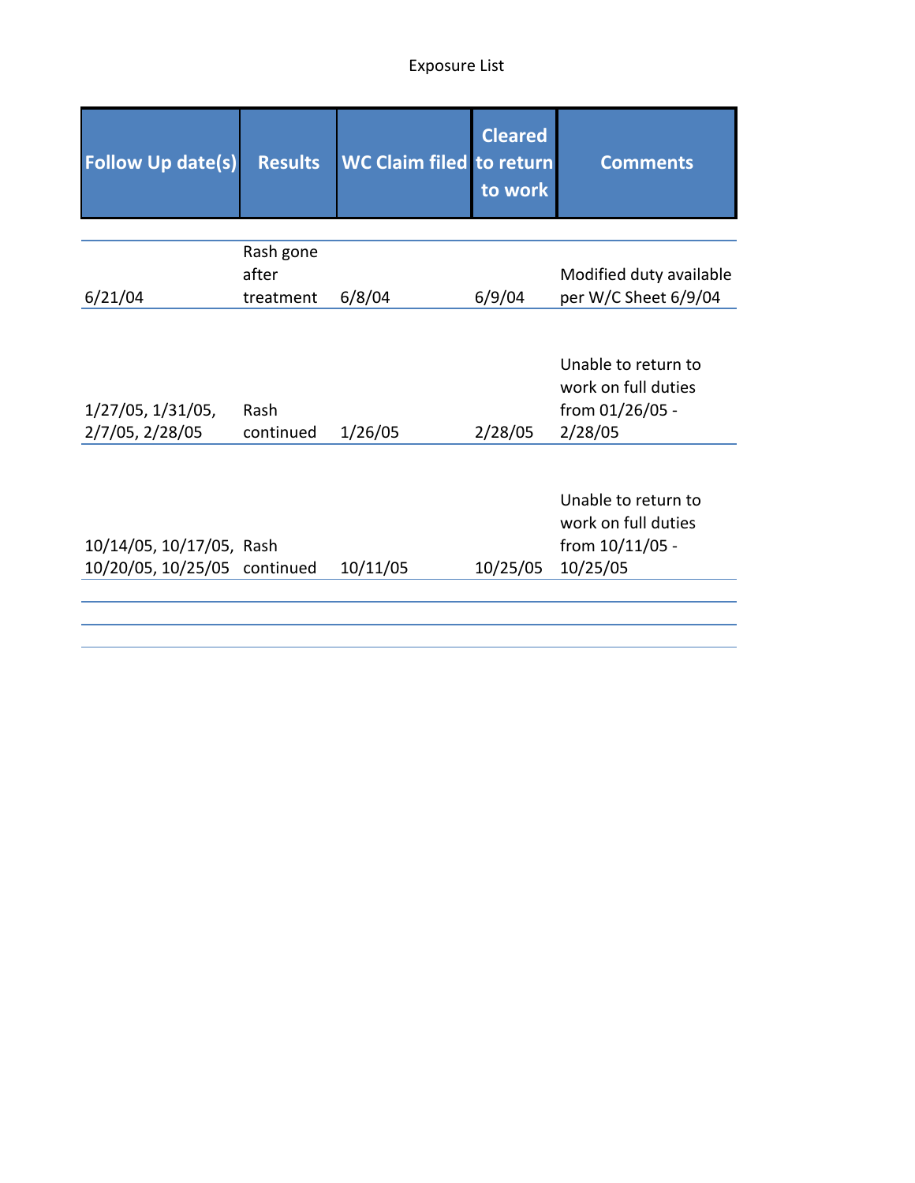Exposure List

| Follow Up date(s) | Results | WC Claim filed | Cleared to return to work | Comments |
|---|---|---|---|---|
| 6/21/04 | Rash gone after treatment | 6/8/04 | 6/9/04 | Modified duty available per W/C Sheet 6/9/04 |
| 1/27/05, 1/31/05, 2/7/05, 2/28/05 | Rash continued | 1/26/05 | 2/28/05 | Unable to return to work on full duties from 01/26/05 - 2/28/05 |
| 10/14/05, 10/17/05, 10/20/05, 10/25/05 | Rash continued | 10/11/05 | 10/25/05 | Unable to return to work on full duties from 10/11/05 - 10/25/05 |
| | | | | |
| | | | | |
| | | | | |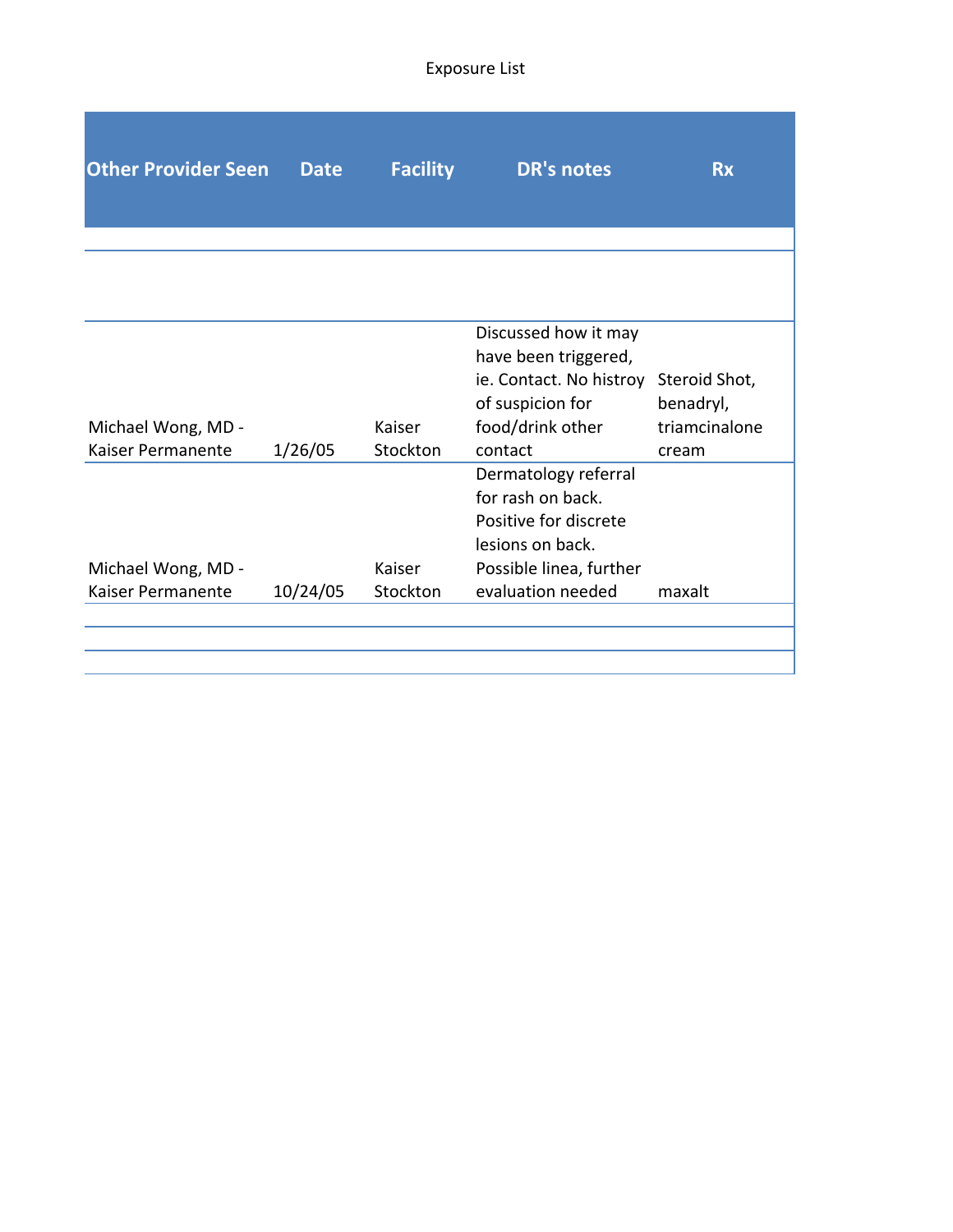Exposure List

| Other Provider Seen | Date | Facility | DR's notes | Rx |
| --- | --- | --- | --- | --- |
| | | | | |
| | | | | |
| Michael Wong, MD - Kaiser Permanente | 1/26/05 | Kaiser Stockton | Discussed how it may have been triggered, ie. Contact. No histroy of suspicion for food/drink other contact | Steroid Shot, benadryl, triamcinalone cream |
| Michael Wong, MD - Kaiser Permanente | 10/24/05 | Kaiser Stockton | Dermatology referral for rash on back. Positive for discrete lesions on back. Possible linea, further evaluation needed | maxalt |
| | | | | |
| | | | | |
| | | | | |